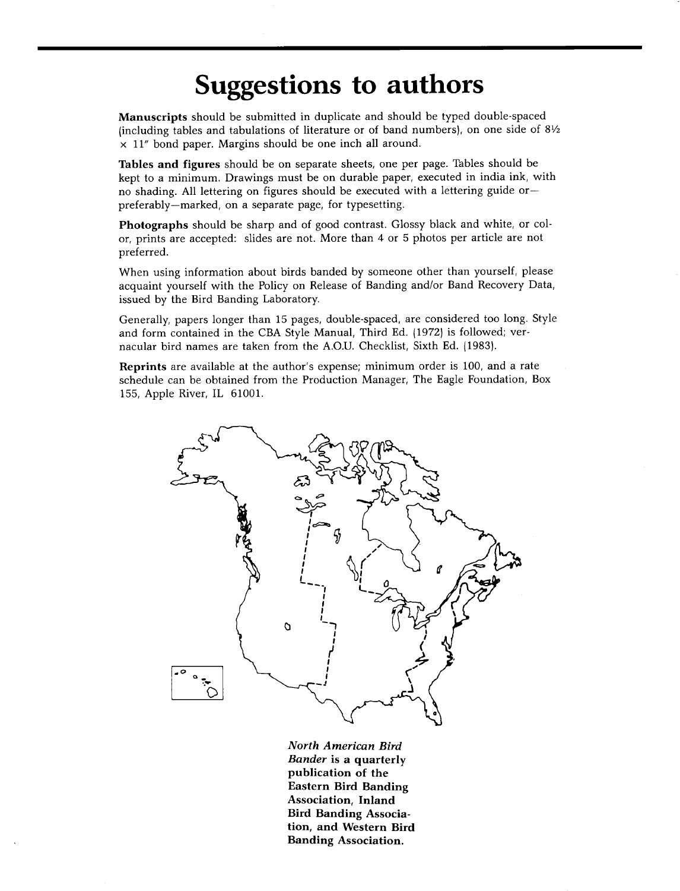# Suggestions to authors

**Manuscripts** should be submitted in duplicate and should be typed double-spaced (including tables and tabulations of literature or of band numbers), on one side of 8½ × 11" bond paper. Margins should be one inch all around.

**Tables and figures** should be on separate sheets, one per page. Tables should be kept to a minimum. Drawings must be on durable paper, executed in india ink, with no shading. All lettering on figures should be executed with a lettering guide or—preferably—marked, on a separate page, for typesetting.

**Photographs** should be sharp and of good contrast. Glossy black and white, or color, prints are accepted: slides are not. More than 4 or 5 photos per article are not preferred.

When using information about birds banded by someone other than yourself, please acquaint yourself with the Policy on Release of Banding and/or Band Recovery Data, issued by the Bird Banding Laboratory.

Generally, papers longer than 15 pages, double-spaced, are considered too long. Style and form contained in the CBA Style Manual, Third Ed. (1972) is followed; vernacular bird names are taken from the A.O.U. Checklist, Sixth Ed. (1983).

**Reprints** are available at the author's expense; minimum order is 100, and a rate schedule can be obtained from the Production Manager, The Eagle Foundation, Box 155, Apple River, IL 61001.

***North American Bird Bander*** **is a quarterly publication of the Eastern Bird Banding Association, Inland Bird Banding Association, and Western Bird Banding Association.**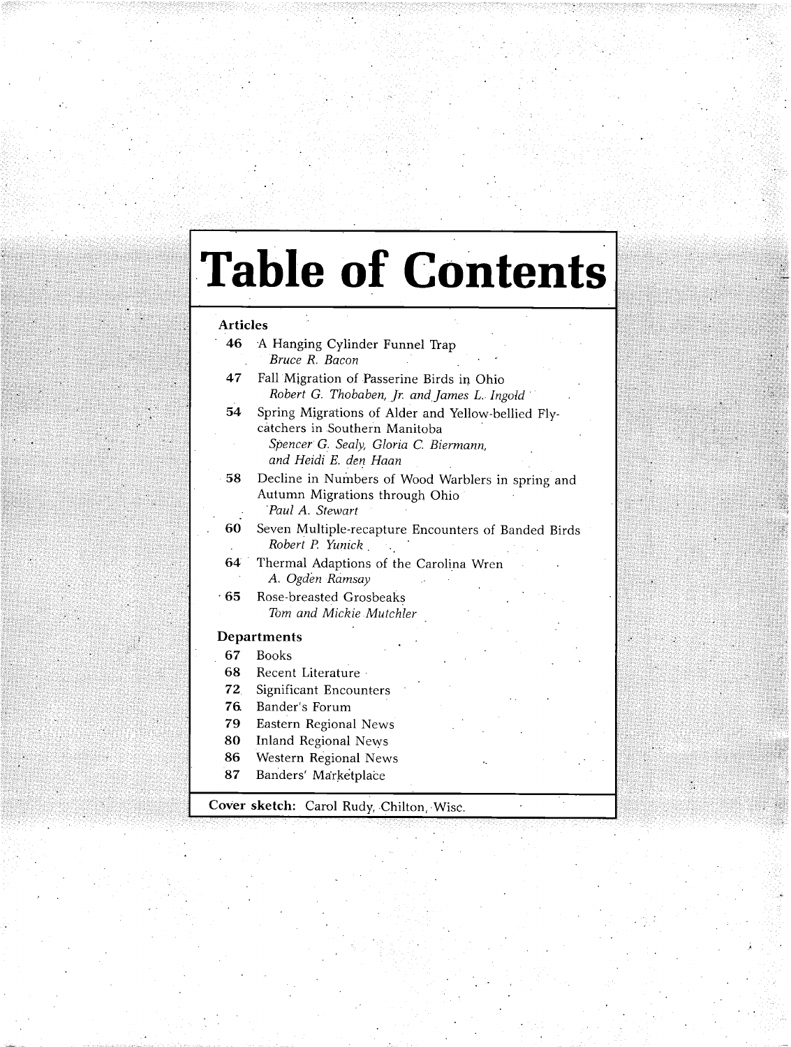# Table of Contents

## Articles

46 A Hanging Cylinder Funnel Trap
*Bruce R. Bacon*

47 Fall Migration of Passerine Birds in Ohio
*Robert G. Thobaben, Jr. and James L. Ingold*

54 Spring Migrations of Alder and Yellow-bellied Fly-catchers in Southern Manitoba
*Spencer G. Sealy, Gloria C. Biermann, and Heidi E. den Haan*

58 Decline in Numbers of Wood Warblers in spring and Autumn Migrations through Ohio
*Paul A. Stewart*

60 Seven Multiple-recapture Encounters of Banded Birds
*Robert P. Yunick*

64 Thermal Adaptions of the Carolina Wren
*A. Ogden Ramsay*

65 Rose-breasted Grosbeaks
*Tom and Mickie Mutchler*

## Departments

67 Books

68 Recent Literature

72 Significant Encounters

76 Bander's Forum

79 Eastern Regional News

80 Inland Regional News

86 Western Regional News

87 Banders' Marketplace

**Cover sketch:** Carol Rudy, Chilton, Wisc.